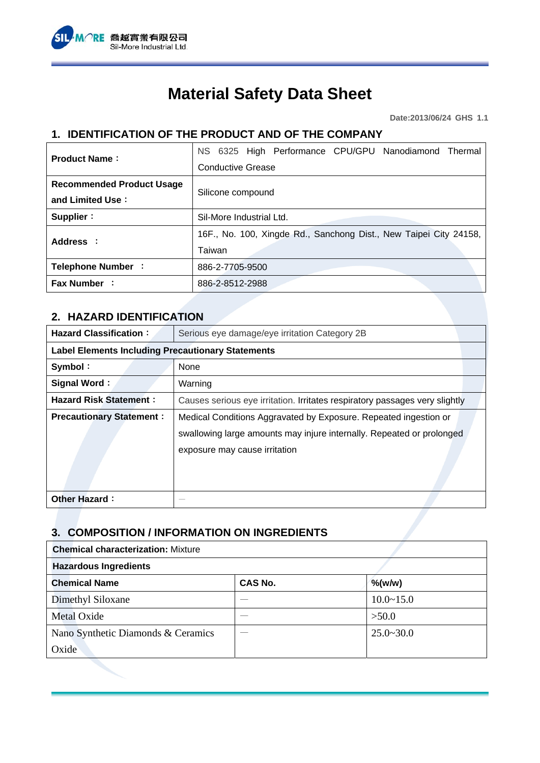# Material Safety Data Sheet

Date:2013/06/24 GHS 1.1

## 1. IDENTIFICATION OF THE PRODUCT AND OF THE COMPANY

| | |
|---|---|
| **Product Name：** | NS 6325 High Performance CPU/GPU Nanodiamond Thermal Conductive Grease |
| **Recommended Product Usage and Limited Use：** | Silicone compound |
| **Supplier：** | Sil-More Industrial Ltd. |
| **Address ：** | 16F., No. 100, Xingde Rd., Sanchong Dist., New Taipei City 24158, Taiwan |
| **Telephone Number ：** | 886-2-7705-9500 |
| **Fax Number ：** | 886-2-8512-2988 |

## 2. HAZARD IDENTIFICATION

| | |
|---|---|
| **Hazard Classification：** | Serious eye damage/eye irritation Category 2B |
| **Label Elements Including Precautionary Statements** | |
| **Symbol：** | None |
| **Signal Word：** | Warning |
| **Hazard Risk Statement：** | Causes serious eye irritation. Irritates respiratory passages very slightly |
| **Precautionary Statement：** | Medical Conditions Aggravated by Exposure. Repeated ingestion or swallowing large amounts may injure internally. Repeated or prolonged exposure may cause irritation |
| **Other Hazard：** | — |

## 3. COMPOSITION / INFORMATION ON INGREDIENTS

**Chemical characterization:** Mixture

**Hazardous Ingredients**

| Chemical Name | CAS No. | %(w/w) |
|---|---|---|
| Dimethyl Siloxane | — | 10.0~15.0 |
| Metal Oxide | — | >50.0 |
| Nano Synthetic Diamonds & Ceramics Oxide | — | 25.0~30.0 |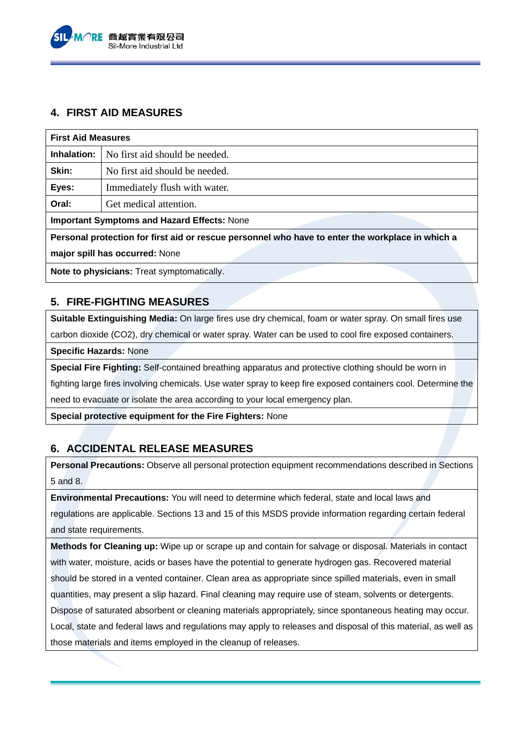## 4. FIRST AID MEASURES

| **First Aid Measures** | |
|---|---|
| **Inhalation:** | No first aid should be needed. |
| **Skin:** | No first aid should be needed. |
| **Eyes:** | Immediately flush with water. |
| **Oral:** | Get medical attention. |
| **Important Symptoms and Hazard Effects:** None | |
| **Personal protection for first aid or rescue personnel who have to enter the workplace in which a major spill has occurred:** None | |
| **Note to physicians:** Treat symptomatically. | |

## 5. FIRE-FIGHTING MEASURES

**Suitable Extinguishing Media:** On large fires use dry chemical, foam or water spray. On small fires use carbon dioxide (CO2), dry chemical or water spray. Water can be used to cool fire exposed containers.

**Specific Hazards:** None

**Special Fire Fighting:** Self-contained breathing apparatus and protective clothing should be worn in fighting large fires involving chemicals. Use water spray to keep fire exposed containers cool. Determine the need to evacuate or isolate the area according to your local emergency plan.

**Special protective equipment for the Fire Fighters:** None

## 6. ACCIDENTAL RELEASE MEASURES

**Personal Precautions:** Observe all personal protection equipment recommendations described in Sections 5 and 8.

**Environmental Precautions:** You will need to determine which federal, state and local laws and regulations are applicable. Sections 13 and 15 of this MSDS provide information regarding certain federal and state requirements.

**Methods for Cleaning up:** Wipe up or scrape up and contain for salvage or disposal. Materials in contact with water, moisture, acids or bases have the potential to generate hydrogen gas. Recovered material should be stored in a vented container. Clean area as appropriate since spilled materials, even in small quantities, may present a slip hazard. Final cleaning may require use of steam, solvents or detergents. Dispose of saturated absorbent or cleaning materials appropriately, since spontaneous heating may occur. Local, state and federal laws and regulations may apply to releases and disposal of this material, as well as those materials and items employed in the cleanup of releases.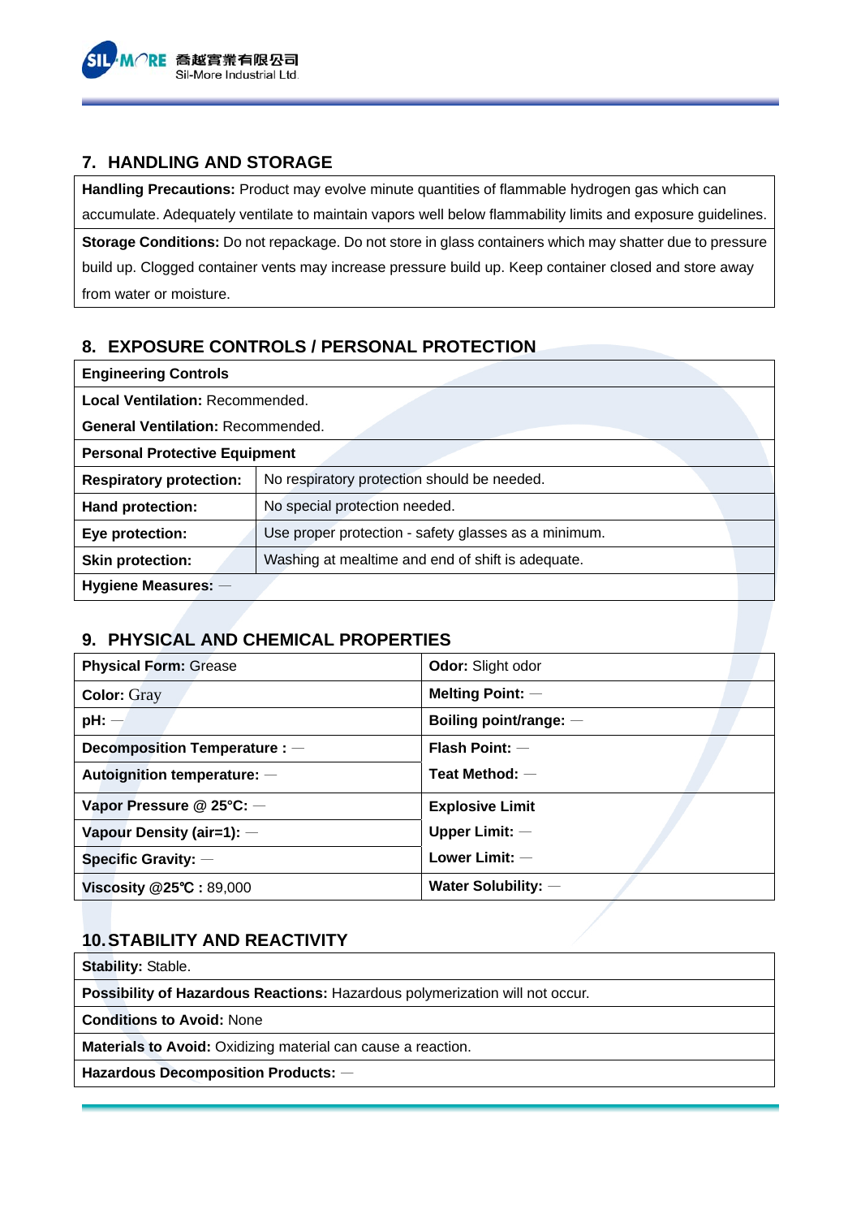## 7. HANDLING AND STORAGE

| |
|---|
| **Handling Precautions:** Product may evolve minute quantities of flammable hydrogen gas which can accumulate. Adequately ventilate to maintain vapors well below flammability limits and exposure guidelines. |
| **Storage Conditions:** Do not repackage. Do not store in glass containers which may shatter due to pressure build up. Clogged container vents may increase pressure build up. Keep container closed and store away from water or moisture. |

## 8. EXPOSURE CONTROLS / PERSONAL PROTECTION

| **Engineering Controls** | |
|---|---|
| **Local Ventilation:** Recommended.<br>**General Ventilation:** Recommended. | |
| **Personal Protective Equipment** | |
| **Respiratory protection:** | No respiratory protection should be needed. |
| **Hand protection:** | No special protection needed. |
| **Eye protection:** | Use proper protection - safety glasses as a minimum. |
| **Skin protection:** | Washing at mealtime and end of shift is adequate. |
| **Hygiene Measures:** — | |

## 9. PHYSICAL AND CHEMICAL PROPERTIES

| | |
|---|---|
| **Physical Form:** Grease | **Odor:** Slight odor |
| **Color:** Gray | **Melting Point:** — |
| **pH:** — | **Boiling point/range:** — |
| **Decomposition Temperature :** — | **Flash Point:** — |
| **Autoignition temperature:** — | **Teat Method:** — |
| **Vapor Pressure @ 25°C:** — | **Explosive Limit** |
| **Vapour Density (air=1):** — | **Upper Limit:** — |
| **Specific Gravity:** — | **Lower Limit:** — |
| **Viscosity @25℃ :** 89,000 | **Water Solubility:** — |

## 10. STABILITY AND REACTIVITY

| |
|---|
| **Stability:** Stable. |
| **Possibility of Hazardous Reactions:** Hazardous polymerization will not occur. |
| **Conditions to Avoid:** None |
| **Materials to Avoid:** Oxidizing material can cause a reaction. |
| **Hazardous Decomposition Products:** — |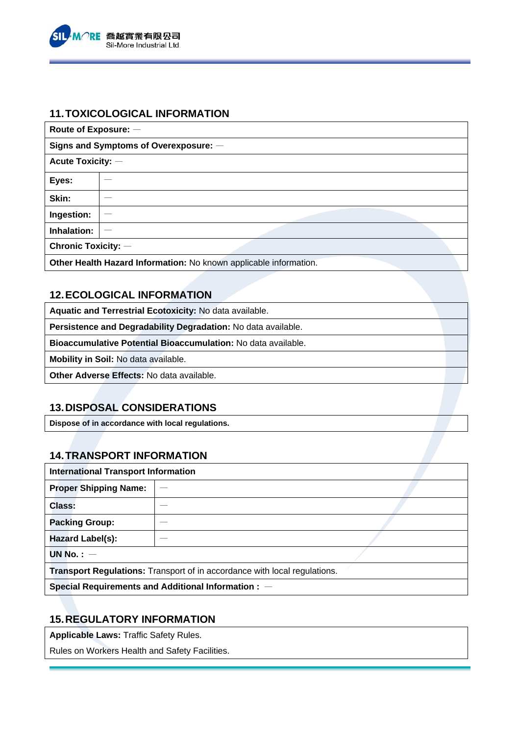## 11. TOXICOLOGICAL INFORMATION

| Route of Exposure: — | |
|---|---|
| Signs and Symptoms of Overexposure: — | |
| Acute Toxicity: — | |
| Eyes: | — |
| Skin: | — |
| Ingestion: | — |
| Inhalation: | — |
| Chronic Toxicity: — | |
| Other Health Hazard Information: No known applicable information. | |

## 12. ECOLOGICAL INFORMATION

| **Aquatic and Terrestrial Ecotoxicity:** No data available. |
|---|
| **Persistence and Degradability Degradation:** No data available. |
| **Bioaccumulative Potential Bioaccumulation:** No data available. |
| **Mobility in Soil:** No data available. |
| **Other Adverse Effects:** No data available. |

## 13. DISPOSAL CONSIDERATIONS

| **Dispose of in accordance with local regulations.** |
|---|

## 14. TRANSPORT INFORMATION

| International Transport Information | |
|---|---|
| Proper Shipping Name: | — |
| Class: | — |
| Packing Group: | — |
| Hazard Label(s): | — |
| UN No. : — | |
| Transport Regulations: Transport of in accordance with local regulations. | |
| Special Requirements and Additional Information : — | |

## 15. REGULATORY INFORMATION

**Applicable Laws:** Traffic Safety Rules.

Rules on Workers Health and Safety Facilities.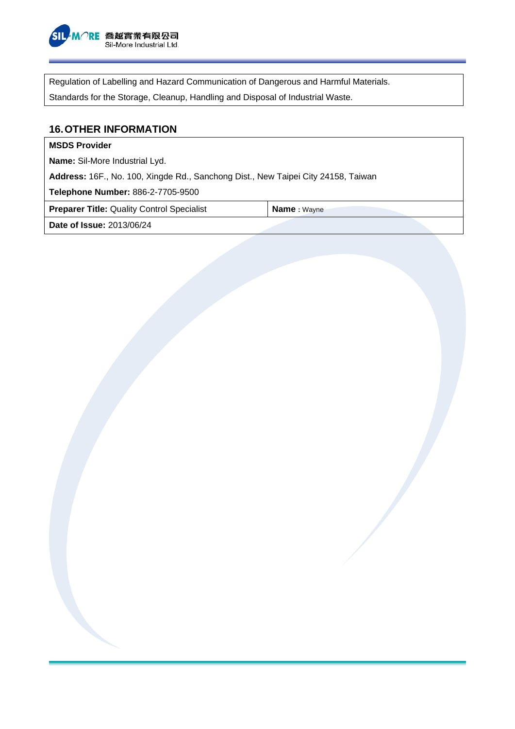Regulation of Labelling and Hazard Communication of Dangerous and Harmful Materials.

Standards for the Storage, Cleanup, Handling and Disposal of Industrial Waste.

## 16. OTHER INFORMATION

**MSDS Provider**

**Name:** Sil-More Industrial Lyd.

**Address:** 16F., No. 100, Xingde Rd., Sanchong Dist., New Taipei City 24158, Taiwan

**Telephone Number:** 886-2-7705-9500

| | |
|---|---|
| **Preparer Title:** Quality Control Specialist | **Name**：Wayne |
| **Date of Issue:** 2013/06/24 | |